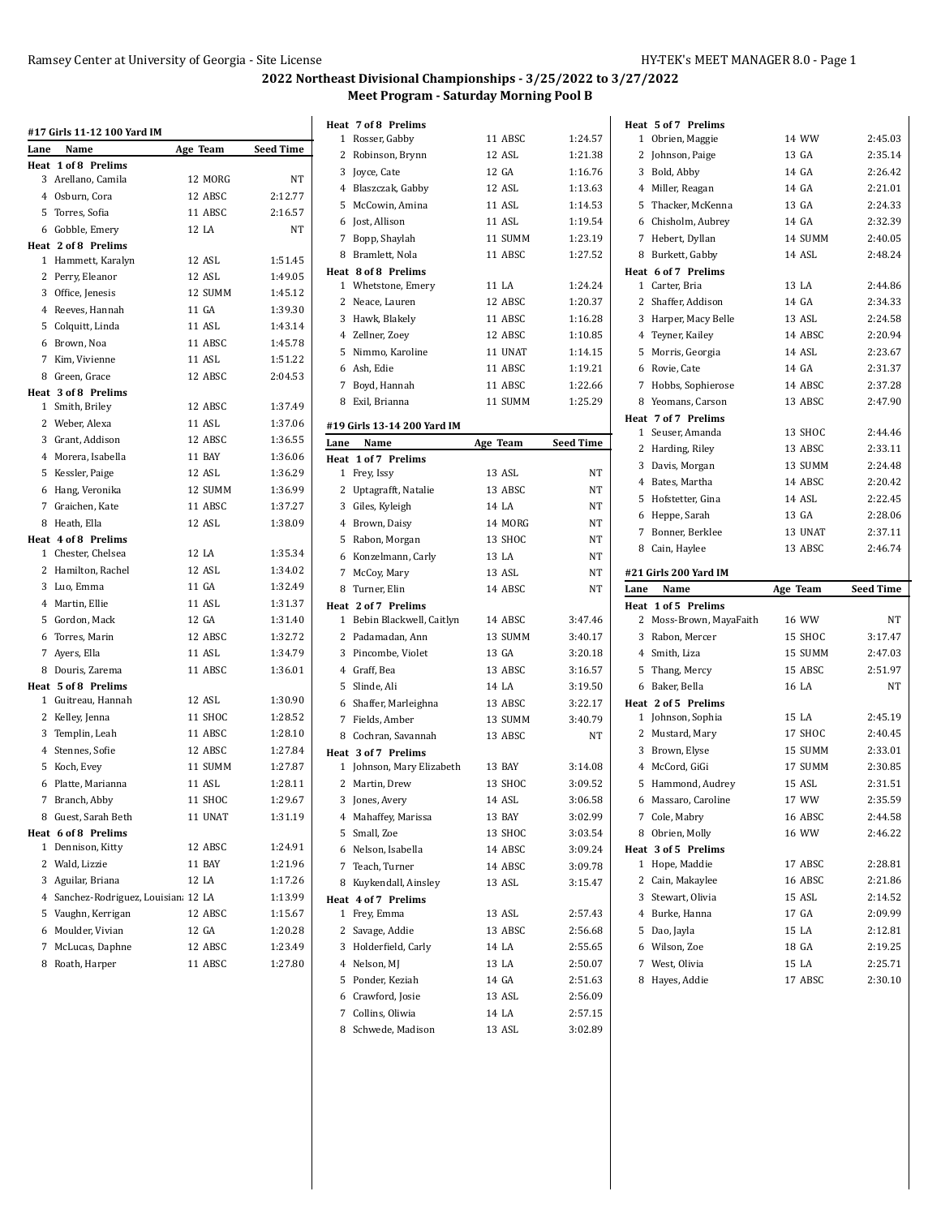## 2022 Northeast Divisional Championships - 3/25/2022 to 3/27/2022

### Meet Program - Saturday Morning Pool B

#### #17 Girls 11-12 100 Yard IM

| Lane | Name | Age | Team | Seed Time |
|---|---|---|---|---|
| **Heat 1 of 8 Prelims** | | | | |
| 3 | Arellano, Camila | 12 | MORG | NT |
| 4 | Osburn, Cora | 12 | ABSC | 2:12.77 |
| 5 | Torres, Sofia | 11 | ABSC | 2:16.57 |
| 6 | Gobble, Emery | 12 | LA | NT |
| **Heat 2 of 8 Prelims** | | | | |
| 1 | Hammett, Karalyn | 12 | ASL | 1:51.45 |
| 2 | Perry, Eleanor | 12 | ASL | 1:49.05 |
| 3 | Office, Jenesis | 12 | SUMM | 1:45.12 |
| 4 | Reeves, Hannah | 11 | GA | 1:39.30 |
| 5 | Colquitt, Linda | 11 | ASL | 1:43.14 |
| 6 | Brown, Noa | 11 | ABSC | 1:45.78 |
| 7 | Kim, Vivienne | 11 | ASL | 1:51.22 |
| 8 | Green, Grace | 12 | ABSC | 2:04.53 |
| **Heat 3 of 8 Prelims** | | | | |
| 1 | Smith, Briley | 12 | ABSC | 1:37.49 |
| 2 | Weber, Alexa | 11 | ASL | 1:37.06 |
| 3 | Grant, Addison | 12 | ABSC | 1:36.55 |
| 4 | Morera, Isabella | 11 | BAY | 1:36.06 |
| 5 | Kessler, Paige | 12 | ASL | 1:36.29 |
| 6 | Hang, Veronika | 12 | SUMM | 1:36.99 |
| 7 | Graichen, Kate | 11 | ABSC | 1:37.27 |
| 8 | Heath, Ella | 12 | ASL | 1:38.09 |
| **Heat 4 of 8 Prelims** | | | | |
| 1 | Chester, Chelsea | 12 | LA | 1:35.34 |
| 2 | Hamilton, Rachel | 12 | ASL | 1:34.02 |
| 3 | Luo, Emma | 11 | GA | 1:32.49 |
| 4 | Martin, Ellie | 11 | ASL | 1:31.37 |
| 5 | Gordon, Mack | 12 | GA | 1:31.40 |
| 6 | Torres, Marin | 12 | ABSC | 1:32.72 |
| 7 | Ayers, Ella | 11 | ASL | 1:34.79 |
| 8 | Douris, Zarema | 11 | ABSC | 1:36.01 |
| **Heat 5 of 8 Prelims** | | | | |
| 1 | Guitreau, Hannah | 12 | ASL | 1:30.90 |
| 2 | Kelley, Jenna | 11 | SHOC | 1:28.52 |
| 3 | Templin, Leah | 11 | ABSC | 1:28.10 |
| 4 | Stennes, Sofie | 12 | ABSC | 1:27.84 |
| 5 | Koch, Evey | 11 | SUMM | 1:27.87 |
| 6 | Platte, Marianna | 11 | ASL | 1:28.11 |
| 7 | Branch, Abby | 11 | SHOC | 1:29.67 |
| 8 | Guest, Sarah Beth | 11 | UNAT | 1:31.19 |
| **Heat 6 of 8 Prelims** | | | | |
| 1 | Dennison, Kitty | 12 | ABSC | 1:24.91 |
| 2 | Wald, Lizzie | 11 | BAY | 1:21.96 |
| 3 | Aguilar, Briana | 12 | LA | 1:17.26 |
| 4 | Sanchez-Rodriguez, Louisian | 12 | LA | 1:13.99 |
| 5 | Vaughn, Kerrigan | 12 | ABSC | 1:15.67 |
| 6 | Moulder, Vivian | 12 | GA | 1:20.28 |
| 7 | McLucas, Daphne | 12 | ABSC | 1:23.49 |
| 8 | Roath, Harper | 11 | ABSC | 1:27.80 |
| **Heat 7 of 8 Prelims** | | | | |
| 1 | Rosser, Gabby | 11 | ABSC | 1:24.57 |
| 2 | Robinson, Brynn | 12 | ASL | 1:21.38 |
| 3 | Joyce, Cate | 12 | GA | 1:16.76 |
| 4 | Blaszczak, Gabby | 12 | ASL | 1:13.63 |
| 5 | McCowin, Amina | 11 | ASL | 1:14.53 |
| 6 | Jost, Allison | 11 | ASL | 1:19.54 |
| 7 | Bopp, Shaylah | 11 | SUMM | 1:23.19 |
| 8 | Bramlett, Nola | 11 | ABSC | 1:27.52 |
| **Heat 8 of 8 Prelims** | | | | |
| 1 | Whetstone, Emery | 11 | LA | 1:24.24 |
| 2 | Neace, Lauren | 12 | ABSC | 1:20.37 |
| 3 | Hawk, Blakely | 11 | ABSC | 1:16.28 |
| 4 | Zellner, Zoey | 12 | ABSC | 1:10.85 |
| 5 | Nimmo, Karoline | 11 | UNAT | 1:14.15 |
| 6 | Ash, Edie | 11 | ABSC | 1:19.21 |
| 7 | Boyd, Hannah | 11 | ABSC | 1:22.66 |
| 8 | Exil, Brianna | 11 | SUMM | 1:25.29 |

#### #19 Girls 13-14 200 Yard IM

| Lane | Name | Age | Team | Seed Time |
|---|---|---|---|---|
| **Heat 1 of 7 Prelims** | | | | |
| 1 | Frey, Issy | 13 | ASL | NT |
| 2 | Uptagrafft, Natalie | 13 | ABSC | NT |
| 3 | Giles, Kyleigh | 14 | LA | NT |
| 4 | Brown, Daisy | 14 | MORG | NT |
| 5 | Rabon, Morgan | 13 | SHOC | NT |
| 6 | Konzelmann, Carly | 13 | LA | NT |
| 7 | McCoy, Mary | 13 | ASL | NT |
| 8 | Turner, Elin | 14 | ABSC | NT |
| **Heat 2 of 7 Prelims** | | | | |
| 1 | Bebin Blackwell, Caitlyn | 14 | ABSC | 3:47.46 |
| 2 | Padamadan, Ann | 13 | SUMM | 3:40.17 |
| 3 | Pincombe, Violet | 13 | GA | 3:20.18 |
| 4 | Graff, Bea | 13 | ABSC | 3:16.57 |
| 5 | Slinde, Ali | 14 | LA | 3:19.50 |
| 6 | Shaffer, Marleighna | 13 | ABSC | 3:22.17 |
| 7 | Fields, Amber | 13 | SUMM | 3:40.79 |
| 8 | Cochran, Savannah | 13 | ABSC | NT |
| **Heat 3 of 7 Prelims** | | | | |
| 1 | Johnson, Mary Elizabeth | 13 | BAY | 3:14.08 |
| 2 | Martin, Drew | 13 | SHOC | 3:09.52 |
| 3 | Jones, Avery | 14 | ASL | 3:06.58 |
| 4 | Mahaffey, Marissa | 13 | BAY | 3:02.99 |
| 5 | Small, Zoe | 13 | SHOC | 3:03.54 |
| 6 | Nelson, Isabella | 14 | ABSC | 3:09.24 |
| 7 | Teach, Turner | 14 | ABSC | 3:09.78 |
| 8 | Kuykendall, Ainsley | 13 | ASL | 3:15.47 |
| **Heat 4 of 7 Prelims** | | | | |
| 1 | Frey, Emma | 13 | ASL | 2:57.43 |
| 2 | Savage, Addie | 13 | ABSC | 2:56.68 |
| 3 | Holderfield, Carly | 14 | LA | 2:55.65 |
| 4 | Nelson, MJ | 13 | LA | 2:50.07 |
| 5 | Ponder, Keziah | 14 | GA | 2:51.63 |
| 6 | Crawford, Josie | 13 | ASL | 2:56.09 |
| 7 | Collins, Oliwia | 14 | LA | 2:57.15 |
| 8 | Schwede, Madison | 13 | ASL | 3:02.89 |
| **Heat 5 of 7 Prelims** | | | | |
| 1 | Obrien, Maggie | 14 | WW | 2:45.03 |
| 2 | Johnson, Paige | 13 | GA | 2:35.14 |
| 3 | Bold, Abby | 14 | GA | 2:26.42 |
| 4 | Miller, Reagan | 14 | GA | 2:21.01 |
| 5 | Thacker, McKenna | 13 | GA | 2:24.33 |
| 6 | Chisholm, Aubrey | 14 | GA | 2:32.39 |
| 7 | Hebert, Dyllan | 14 | SUMM | 2:40.05 |
| 8 | Burkett, Gabby | 14 | ASL | 2:48.24 |
| **Heat 6 of 7 Prelims** | | | | |
| 1 | Carter, Bria | 13 | LA | 2:44.86 |
| 2 | Shaffer, Addison | 14 | GA | 2:34.33 |
| 3 | Harper, Macy Belle | 13 | ASL | 2:24.58 |
| 4 | Teyner, Kailey | 14 | ABSC | 2:20.94 |
| 5 | Morris, Georgia | 14 | ASL | 2:23.67 |
| 6 | Rovie, Cate | 14 | GA | 2:31.37 |
| 7 | Hobbs, Sophierose | 14 | ABSC | 2:37.28 |
| 8 | Yeomans, Carson | 13 | ABSC | 2:47.90 |
| **Heat 7 of 7 Prelims** | | | | |
| 1 | Seuser, Amanda | 13 | SHOC | 2:44.46 |
| 2 | Harding, Riley | 13 | ABSC | 2:33.11 |
| 3 | Davis, Morgan | 13 | SUMM | 2:24.48 |
| 4 | Bates, Martha | 14 | ABSC | 2:20.42 |
| 5 | Hofstetter, Gina | 14 | ASL | 2:22.45 |
| 6 | Heppe, Sarah | 13 | GA | 2:28.06 |
| 7 | Bonner, Berklee | 13 | UNAT | 2:37.11 |
| 8 | Cain, Haylee | 13 | ABSC | 2:46.74 |

#### #21 Girls 200 Yard IM

| Lane | Name | Age | Team | Seed Time |
|---|---|---|---|---|
| **Heat 1 of 5 Prelims** | | | | |
| 2 | Moss-Brown, MayaFaith | 16 | WW | NT |
| 3 | Rabon, Mercer | 15 | SHOC | 3:17.47 |
| 4 | Smith, Liza | 15 | SUMM | 2:47.03 |
| 5 | Thang, Mercy | 15 | ABSC | 2:51.97 |
| 6 | Baker, Bella | 16 | LA | NT |
| **Heat 2 of 5 Prelims** | | | | |
| 1 | Johnson, Sophia | 15 | LA | 2:45.19 |
| 2 | Mustard, Mary | 17 | SHOC | 2:40.45 |
| 3 | Brown, Elyse | 15 | SUMM | 2:33.01 |
| 4 | McCord, GiGi | 17 | SUMM | 2:30.85 |
| 5 | Hammond, Audrey | 15 | ASL | 2:31.51 |
| 6 | Massaro, Caroline | 17 | WW | 2:35.59 |
| 7 | Cole, Mabry | 16 | ABSC | 2:44.58 |
| 8 | Obrien, Molly | 16 | WW | 2:46.22 |
| **Heat 3 of 5 Prelims** | | | | |
| 1 | Hope, Maddie | 17 | ABSC | 2:28.81 |
| 2 | Cain, Makaylee | 16 | ABSC | 2:21.86 |
| 3 | Stewart, Olivia | 15 | ASL | 2:14.52 |
| 4 | Burke, Hanna | 17 | GA | 2:09.99 |
| 5 | Dao, Jayla | 15 | LA | 2:12.81 |
| 6 | Wilson, Zoe | 18 | GA | 2:19.25 |
| 7 | West, Olivia | 15 | LA | 2:25.71 |
| 8 | Hayes, Addie | 17 | ABSC | 2:30.10 |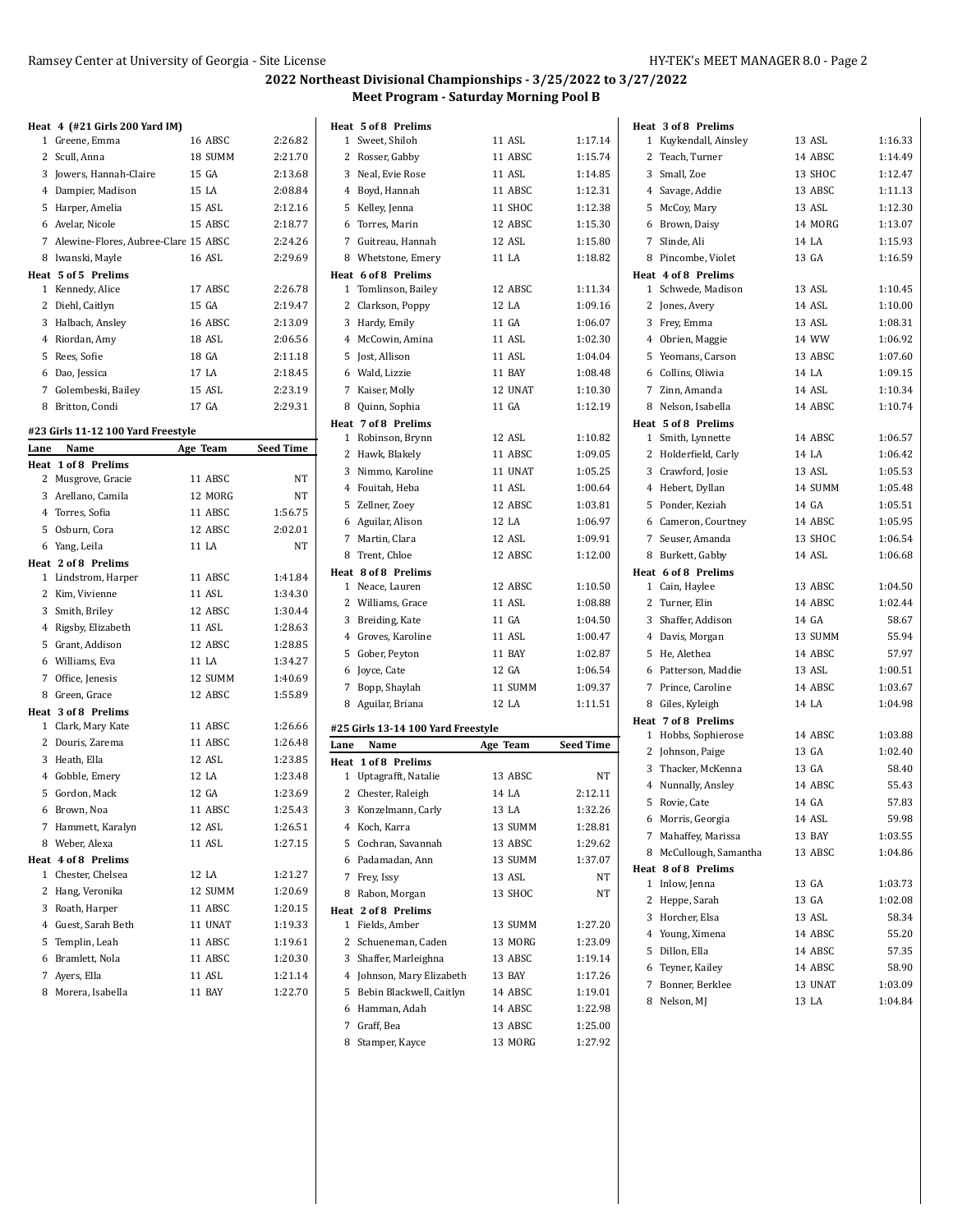## 2022 Northeast Divisional Championships - 3/25/2022 to 3/27/2022
### Meet Program - Saturday Morning Pool B

**Heat 4 (#21 Girls 200 Yard IM)**

| Lane | Name | Age | Team | Seed Time |
|---|---|---|---|---|
| 1 | Greene, Emma | 16 | ABSC | 2:26.82 |
| 2 | Scull, Anna | 18 | SUMM | 2:21.70 |
| 3 | Jowers, Hannah-Claire | 15 | GA | 2:13.68 |
| 4 | Dampier, Madison | 15 | LA | 2:08.84 |
| 5 | Harper, Amelia | 15 | ASL | 2:12.16 |
| 6 | Avelar, Nicole | 15 | ABSC | 2:18.77 |
| 7 | Alewine-Flores, Aubree-Clare | 15 | ABSC | 2:24.26 |
| 8 | Iwanski, Mayle | 16 | ASL | 2:29.69 |

**Heat 5 of 5 Prelims**

| Lane | Name | Age | Team | Seed Time |
|---|---|---|---|---|
| 1 | Kennedy, Alice | 17 | ABSC | 2:26.78 |
| 2 | Diehl, Caitlyn | 15 | GA | 2:19.47 |
| 3 | Halbach, Ansley | 16 | ABSC | 2:13.09 |
| 4 | Riordan, Amy | 18 | ASL | 2:06.56 |
| 5 | Rees, Sofie | 18 | GA | 2:11.18 |
| 6 | Dao, Jessica | 17 | LA | 2:18.45 |
| 7 | Golembeski, Bailey | 15 | ASL | 2:23.19 |
| 8 | Britton, Condi | 17 | GA | 2:29.31 |

### #23 Girls 11-12 100 Yard Freestyle

**Heat 1 of 8 Prelims**

| Lane | Name | Age | Team | Seed Time |
|---|---|---|---|---|
| 2 | Musgrove, Gracie | 11 | ABSC | NT |
| 3 | Arellano, Camila | 12 | MORG | NT |
| 4 | Torres, Sofia | 11 | ABSC | 1:56.75 |
| 5 | Osburn, Cora | 12 | ABSC | 2:02.01 |
| 6 | Yang, Leila | 11 | LA | NT |

**Heat 2 of 8 Prelims**

| Lane | Name | Age | Team | Seed Time |
|---|---|---|---|---|
| 1 | Lindstrom, Harper | 11 | ABSC | 1:41.84 |
| 2 | Kim, Vivienne | 11 | ASL | 1:34.30 |
| 3 | Smith, Briley | 12 | ABSC | 1:30.44 |
| 4 | Rigsby, Elizabeth | 11 | ASL | 1:28.63 |
| 5 | Grant, Addison | 12 | ABSC | 1:28.85 |
| 6 | Williams, Eva | 11 | LA | 1:34.27 |
| 7 | Office, Jenesis | 12 | SUMM | 1:40.69 |
| 8 | Green, Grace | 12 | ABSC | 1:55.89 |

**Heat 3 of 8 Prelims**

| Lane | Name | Age | Team | Seed Time |
|---|---|---|---|---|
| 1 | Clark, Mary Kate | 11 | ABSC | 1:26.66 |
| 2 | Douris, Zarema | 11 | ABSC | 1:26.48 |
| 3 | Heath, Ella | 12 | ASL | 1:23.85 |
| 4 | Gobble, Emery | 12 | LA | 1:23.48 |
| 5 | Gordon, Mack | 12 | GA | 1:23.69 |
| 6 | Brown, Noa | 11 | ABSC | 1:25.43 |
| 7 | Hammett, Karalyn | 12 | ASL | 1:26.51 |
| 8 | Weber, Alexa | 11 | ASL | 1:27.15 |

**Heat 4 of 8 Prelims**

| Lane | Name | Age | Team | Seed Time |
|---|---|---|---|---|
| 1 | Chester, Chelsea | 12 | LA | 1:21.27 |
| 2 | Hang, Veronika | 12 | SUMM | 1:20.69 |
| 3 | Roath, Harper | 11 | ABSC | 1:20.15 |
| 4 | Guest, Sarah Beth | 11 | UNAT | 1:19.33 |
| 5 | Templin, Leah | 11 | ABSC | 1:19.61 |
| 6 | Bramlett, Nola | 11 | ABSC | 1:20.30 |
| 7 | Ayers, Ella | 11 | ASL | 1:21.14 |
| 8 | Morera, Isabella | 11 | BAY | 1:22.70 |

**Heat 5 of 8 Prelims**

| Lane | Name | Age | Team | Seed Time |
|---|---|---|---|---|
| 1 | Sweet, Shiloh | 11 | ASL | 1:17.14 |
| 2 | Rosser, Gabby | 11 | ABSC | 1:15.74 |
| 3 | Neal, Evie Rose | 11 | ASL | 1:14.85 |
| 4 | Boyd, Hannah | 11 | ABSC | 1:12.31 |
| 5 | Kelley, Jenna | 11 | SHOC | 1:12.38 |
| 6 | Torres, Marin | 12 | ABSC | 1:15.30 |
| 7 | Guitreau, Hannah | 12 | ASL | 1:15.80 |
| 8 | Whetstone, Emery | 11 | LA | 1:18.82 |

**Heat 6 of 8 Prelims**

| Lane | Name | Age | Team | Seed Time |
|---|---|---|---|---|
| 1 | Tomlinson, Bailey | 12 | ABSC | 1:11.34 |
| 2 | Clarkson, Poppy | 12 | LA | 1:09.16 |
| 3 | Hardy, Emily | 11 | GA | 1:06.07 |
| 4 | McCowin, Amina | 11 | ASL | 1:02.30 |
| 5 | Jost, Allison | 11 | ASL | 1:04.04 |
| 6 | Wald, Lizzie | 11 | BAY | 1:08.48 |
| 7 | Kaiser, Molly | 12 | UNAT | 1:10.30 |
| 8 | Quinn, Sophia | 11 | GA | 1:12.19 |

**Heat 7 of 8 Prelims**

| Lane | Name | Age | Team | Seed Time |
|---|---|---|---|---|
| 1 | Robinson, Brynn | 12 | ASL | 1:10.82 |
| 2 | Hawk, Blakely | 11 | ABSC | 1:09.05 |
| 3 | Nimmo, Karoline | 11 | UNAT | 1:05.25 |
| 4 | Fouitah, Heba | 11 | ASL | 1:00.64 |
| 5 | Zellner, Zoey | 12 | ABSC | 1:03.81 |
| 6 | Aguilar, Alison | 12 | LA | 1:06.97 |
| 7 | Martin, Clara | 12 | ASL | 1:09.91 |
| 8 | Trent, Chloe | 12 | ABSC | 1:12.00 |

**Heat 8 of 8 Prelims**

| Lane | Name | Age | Team | Seed Time |
|---|---|---|---|---|
| 1 | Neace, Lauren | 12 | ABSC | 1:10.50 |
| 2 | Williams, Grace | 11 | ASL | 1:08.88 |
| 3 | Breiding, Kate | 11 | GA | 1:04.50 |
| 4 | Groves, Karoline | 11 | ASL | 1:00.47 |
| 5 | Gober, Peyton | 11 | BAY | 1:02.87 |
| 6 | Joyce, Cate | 12 | GA | 1:06.54 |
| 7 | Bopp, Shaylah | 11 | SUMM | 1:09.37 |
| 8 | Aguilar, Briana | 12 | LA | 1:11.51 |

### #25 Girls 13-14 100 Yard Freestyle

**Heat 1 of 8 Prelims**

| Lane | Name | Age | Team | Seed Time |
|---|---|---|---|---|
| 1 | Uptagrafft, Natalie | 13 | ABSC | NT |
| 2 | Chester, Raleigh | 14 | LA | 2:12.11 |
| 3 | Konzelmann, Carly | 13 | LA | 1:32.26 |
| 4 | Koch, Karra | 13 | SUMM | 1:28.81 |
| 5 | Cochran, Savannah | 13 | ABSC | 1:29.62 |
| 6 | Padamadan, Ann | 13 | SUMM | 1:37.07 |
| 7 | Frey, Issy | 13 | ASL | NT |
| 8 | Rabon, Morgan | 13 | SHOC | NT |

**Heat 2 of 8 Prelims**

| Lane | Name | Age | Team | Seed Time |
|---|---|---|---|---|
| 1 | Fields, Amber | 13 | SUMM | 1:27.20 |
| 2 | Schueneman, Caden | 13 | MORG | 1:23.09 |
| 3 | Shaffer, Marleighna | 13 | ABSC | 1:19.14 |
| 4 | Johnson, Mary Elizabeth | 13 | BAY | 1:17.26 |
| 5 | Bebin Blackwell, Caitlyn | 14 | ABSC | 1:19.01 |
| 6 | Hamman, Adah | 14 | ABSC | 1:22.98 |
| 7 | Graff, Bea | 13 | ABSC | 1:25.00 |
| 8 | Stamper, Kayce | 13 | MORG | 1:27.92 |

**Heat 3 of 8 Prelims**

| Lane | Name | Age | Team | Seed Time |
|---|---|---|---|---|
| 1 | Kuykendall, Ainsley | 13 | ASL | 1:16.33 |
| 2 | Teach, Turner | 14 | ABSC | 1:14.49 |
| 3 | Small, Zoe | 13 | SHOC | 1:12.47 |
| 4 | Savage, Addie | 13 | ABSC | 1:11.13 |
| 5 | McCoy, Mary | 13 | ASL | 1:12.30 |
| 6 | Brown, Daisy | 14 | MORG | 1:13.07 |
| 7 | Slinde, Ali | 14 | LA | 1:15.93 |
| 8 | Pincombe, Violet | 13 | GA | 1:16.59 |

**Heat 4 of 8 Prelims**

| Lane | Name | Age | Team | Seed Time |
|---|---|---|---|---|
| 1 | Schwede, Madison | 13 | ASL | 1:10.45 |
| 2 | Jones, Avery | 14 | ASL | 1:10.00 |
| 3 | Frey, Emma | 13 | ASL | 1:08.31 |
| 4 | Obrien, Maggie | 14 | WW | 1:06.92 |
| 5 | Yeomans, Carson | 13 | ABSC | 1:07.60 |
| 6 | Collins, Oliwia | 14 | LA | 1:09.15 |
| 7 | Zinn, Amanda | 14 | ASL | 1:10.34 |
| 8 | Nelson, Isabella | 14 | ABSC | 1:10.74 |

**Heat 5 of 8 Prelims**

| Lane | Name | Age | Team | Seed Time |
|---|---|---|---|---|
| 1 | Smith, Lynnette | 14 | ABSC | 1:06.57 |
| 2 | Holderfield, Carly | 14 | LA | 1:06.42 |
| 3 | Crawford, Josie | 13 | ASL | 1:05.53 |
| 4 | Hebert, Dyllan | 14 | SUMM | 1:05.48 |
| 5 | Ponder, Keziah | 14 | GA | 1:05.51 |
| 6 | Cameron, Courtney | 14 | ABSC | 1:05.95 |
| 7 | Seuser, Amanda | 13 | SHOC | 1:06.54 |
| 8 | Burkett, Gabby | 14 | ASL | 1:06.68 |

**Heat 6 of 8 Prelims**

| Lane | Name | Age | Team | Seed Time |
|---|---|---|---|---|
| 1 | Cain, Haylee | 13 | ABSC | 1:04.50 |
| 2 | Turner, Elin | 14 | ABSC | 1:02.44 |
| 3 | Shaffer, Addison | 14 | GA | 58.67 |
| 4 | Davis, Morgan | 13 | SUMM | 55.94 |
| 5 | He, Alethea | 14 | ABSC | 57.97 |
| 6 | Patterson, Maddie | 13 | ASL | 1:00.51 |
| 7 | Prince, Caroline | 14 | ABSC | 1:03.67 |
| 8 | Giles, Kyleigh | 14 | LA | 1:04.98 |

**Heat 7 of 8 Prelims**

| Lane | Name | Age | Team | Seed Time |
|---|---|---|---|---|
| 1 | Hobbs, Sophierose | 14 | ABSC | 1:03.88 |
| 2 | Johnson, Paige | 13 | GA | 1:02.40 |
| 3 | Thacker, McKenna | 13 | GA | 58.40 |
| 4 | Nunnally, Ansley | 14 | ABSC | 55.43 |
| 5 | Rovie, Cate | 14 | GA | 57.83 |
| 6 | Morris, Georgia | 14 | ASL | 59.98 |
| 7 | Mahaffey, Marissa | 13 | BAY | 1:03.55 |
| 8 | McCullough, Samantha | 13 | ABSC | 1:04.86 |

**Heat 8 of 8 Prelims**

| Lane | Name | Age | Team | Seed Time |
|---|---|---|---|---|
| 1 | Inlow, Jenna | 13 | GA | 1:03.73 |
| 2 | Heppe, Sarah | 13 | GA | 1:02.08 |
| 3 | Horcher, Elsa | 13 | ASL | 58.34 |
| 4 | Young, Ximena | 14 | ABSC | 55.20 |
| 5 | Dillon, Ella | 14 | ABSC | 57.35 |
| 6 | Teyner, Kailey | 14 | ABSC | 58.90 |
| 7 | Bonner, Berklee | 13 | UNAT | 1:03.09 |
| 8 | Nelson, MJ | 13 | LA | 1:04.84 |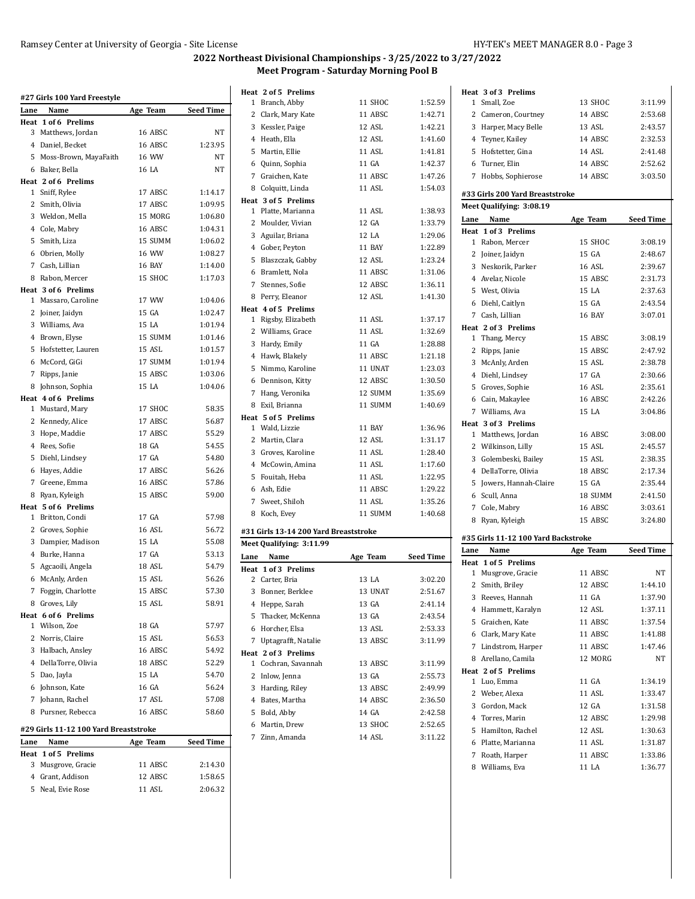# 2022 Northeast Divisional Championships - 3/25/2022 to 3/27/2022

## Meet Program - Saturday Morning Pool B

### #27 Girls 100 Yard Freestyle

| Lane | Name | Age | Team | Seed Time |
|---|---|---|---|---|
| **Heat 1 of 6 Prelims** | | | | |
| 3 | Matthews, Jordan | 16 | ABSC | NT |
| 4 | Daniel, Becket | 16 | ABSC | 1:23.95 |
| 5 | Moss-Brown, MayaFaith | 16 | WW | NT |
| 6 | Baker, Bella | 16 | LA | NT |
| **Heat 2 of 6 Prelims** | | | | |
| 1 | Sniff, Rylee | 17 | ABSC | 1:14.17 |
| 2 | Smith, Olivia | 17 | ABSC | 1:09.95 |
| 3 | Weldon, Mella | 15 | MORG | 1:06.80 |
| 4 | Cole, Mabry | 16 | ABSC | 1:04.31 |
| 5 | Smith, Liza | 15 | SUMM | 1:06.02 |
| 6 | Obrien, Molly | 16 | WW | 1:08.27 |
| 7 | Cash, Lillian | 16 | BAY | 1:14.00 |
| 8 | Rabon, Mercer | 15 | SHOC | 1:17.03 |
| **Heat 3 of 6 Prelims** | | | | |
| 1 | Massaro, Caroline | 17 | WW | 1:04.06 |
| 2 | Joiner, Jaidyn | 15 | GA | 1:02.47 |
| 3 | Williams, Ava | 15 | LA | 1:01.94 |
| 4 | Brown, Elyse | 15 | SUMM | 1:01.46 |
| 5 | Hofstetter, Lauren | 15 | ASL | 1:01.57 |
| 6 | McCord, GiGi | 17 | SUMM | 1:01.94 |
| 7 | Ripps, Janie | 15 | ABSC | 1:03.06 |
| 8 | Johnson, Sophia | 15 | LA | 1:04.06 |
| **Heat 4 of 6 Prelims** | | | | |
| 1 | Mustard, Mary | 17 | SHOC | 58.35 |
| 2 | Kennedy, Alice | 17 | ABSC | 56.87 |
| 3 | Hope, Maddie | 17 | ABSC | 55.29 |
| 4 | Rees, Sofie | 18 | GA | 54.55 |
| 5 | Diehl, Lindsey | 17 | GA | 54.80 |
| 6 | Hayes, Addie | 17 | ABSC | 56.26 |
| 7 | Greene, Emma | 16 | ABSC | 57.86 |
| 8 | Ryan, Kyleigh | 15 | ABSC | 59.00 |
| **Heat 5 of 6 Prelims** | | | | |
| 1 | Britton, Condi | 17 | GA | 57.98 |
| 2 | Groves, Sophie | 16 | ASL | 56.72 |
| 3 | Dampier, Madison | 15 | LA | 55.08 |
| 4 | Burke, Hanna | 17 | GA | 53.13 |
| 5 | Agcaoili, Angela | 18 | ASL | 54.79 |
| 6 | McAnly, Arden | 15 | ASL | 56.26 |
| 7 | Foggin, Charlotte | 15 | ABSC | 57.30 |
| 8 | Groves, Lily | 15 | ASL | 58.91 |
| **Heat 6 of 6 Prelims** | | | | |
| 1 | Wilson, Zoe | 18 | GA | 57.97 |
| 2 | Norris, Claire | 15 | ASL | 56.53 |
| 3 | Halbach, Ansley | 16 | ABSC | 54.92 |
| 4 | DellaTorre, Olivia | 18 | ABSC | 52.29 |
| 5 | Dao, Jayla | 15 | LA | 54.70 |
| 6 | Johnson, Kate | 16 | GA | 56.24 |
| 7 | Johann, Rachel | 17 | ASL | 57.08 |
| 8 | Pursner, Rebecca | 16 | ABSC | 58.60 |

### #29 Girls 11-12 100 Yard Breaststroke

| Lane | Name | Age | Team | Seed Time |
|---|---|---|---|---|
| **Heat 1 of 5 Prelims** | | | | |
| 3 | Musgrove, Gracie | 11 | ABSC | 2:14.30 |
| 4 | Grant, Addison | 12 | ABSC | 1:58.65 |
| 5 | Neal, Evie Rose | 11 | ASL | 2:06.32 |
| **Heat 2 of 5 Prelims** | | | | |
| 1 | Branch, Abby | 11 | SHOC | 1:52.59 |
| 2 | Clark, Mary Kate | 11 | ABSC | 1:42.71 |
| 3 | Kessler, Paige | 12 | ASL | 1:42.21 |
| 4 | Heath, Ella | 12 | ASL | 1:41.60 |
| 5 | Martin, Ellie | 11 | ASL | 1:41.81 |
| 6 | Quinn, Sophia | 11 | GA | 1:42.37 |
| 7 | Graichen, Kate | 11 | ABSC | 1:47.26 |
| 8 | Colquitt, Linda | 11 | ASL | 1:54.03 |
| **Heat 3 of 5 Prelims** | | | | |
| 1 | Platte, Marianna | 11 | ASL | 1:38.93 |
| 2 | Moulder, Vivian | 12 | GA | 1:33.79 |
| 3 | Aguilar, Briana | 12 | LA | 1:29.06 |
| 4 | Gober, Peyton | 11 | BAY | 1:22.89 |
| 5 | Blaszczak, Gabby | 12 | ASL | 1:23.24 |
| 6 | Bramlett, Nola | 11 | ABSC | 1:31.06 |
| 7 | Stennes, Sofie | 12 | ABSC | 1:36.11 |
| 8 | Perry, Eleanor | 12 | ASL | 1:41.30 |
| **Heat 4 of 5 Prelims** | | | | |
| 1 | Rigsby, Elizabeth | 11 | ASL | 1:37.17 |
| 2 | Williams, Grace | 11 | ASL | 1:32.69 |
| 3 | Hardy, Emily | 11 | GA | 1:28.88 |
| 4 | Hawk, Blakely | 11 | ABSC | 1:21.18 |
| 5 | Nimmo, Karoline | 11 | UNAT | 1:23.03 |
| 6 | Dennison, Kitty | 12 | ABSC | 1:30.50 |
| 7 | Hang, Veronika | 12 | SUMM | 1:35.69 |
| 8 | Exil, Brianna | 11 | SUMM | 1:40.69 |
| **Heat 5 of 5 Prelims** | | | | |
| 1 | Wald, Lizzie | 11 | BAY | 1:36.96 |
| 2 | Martin, Clara | 12 | ASL | 1:31.17 |
| 3 | Groves, Karoline | 11 | ASL | 1:28.40 |
| 4 | McCowin, Amina | 11 | ASL | 1:17.60 |
| 5 | Fouitah, Heba | 11 | ASL | 1:22.95 |
| 6 | Ash, Edie | 11 | ABSC | 1:29.22 |
| 7 | Sweet, Shiloh | 11 | ASL | 1:35.26 |
| 8 | Koch, Evey | 11 | SUMM | 1:40.68 |

### #31 Girls 13-14 200 Yard Breaststroke

**Meet Qualifying: 3:11.99**

| Lane | Name | Age | Team | Seed Time |
|---|---|---|---|---|
| **Heat 1 of 3 Prelims** | | | | |
| 2 | Carter, Bria | 13 | LA | 3:02.20 |
| 3 | Bonner, Berklee | 13 | UNAT | 2:51.67 |
| 4 | Heppe, Sarah | 13 | GA | 2:41.14 |
| 5 | Thacker, McKenna | 13 | GA | 2:43.54 |
| 6 | Horcher, Elsa | 13 | ASL | 2:53.33 |
| 7 | Uptagrafft, Natalie | 13 | ABSC | 3:11.99 |
| **Heat 2 of 3 Prelims** | | | | |
| 1 | Cochran, Savannah | 13 | ABSC | 3:11.99 |
| 2 | Inlow, Jenna | 13 | GA | 2:55.73 |
| 3 | Harding, Riley | 13 | ABSC | 2:49.99 |
| 4 | Bates, Martha | 14 | ABSC | 2:36.50 |
| 5 | Bold, Abby | 14 | GA | 2:42.58 |
| 6 | Martin, Drew | 13 | SHOC | 2:52.65 |
| 7 | Zinn, Amanda | 14 | ASL | 3:11.22 |
| **Heat 3 of 3 Prelims** | | | | |
| 1 | Small, Zoe | 13 | SHOC | 3:11.99 |
| 2 | Cameron, Courtney | 14 | ABSC | 2:53.68 |
| 3 | Harper, Macy Belle | 13 | ASL | 2:43.57 |
| 4 | Teyner, Kailey | 14 | ABSC | 2:32.53 |
| 5 | Hofstetter, Gina | 14 | ASL | 2:41.48 |
| 6 | Turner, Elin | 14 | ABSC | 2:52.62 |
| 7 | Hobbs, Sophierose | 14 | ABSC | 3:03.50 |

### #33 Girls 200 Yard Breaststroke

**Meet Qualifying: 3:08.19**

| Lane | Name | Age | Team | Seed Time |
|---|---|---|---|---|
| **Heat 1 of 3 Prelims** | | | | |
| 1 | Rabon, Mercer | 15 | SHOC | 3:08.19 |
| 2 | Joiner, Jaidyn | 15 | GA | 2:48.67 |
| 3 | Neskorik, Parker | 16 | ASL | 2:39.67 |
| 4 | Avelar, Nicole | 15 | ABSC | 2:31.73 |
| 5 | West, Olivia | 15 | LA | 2:37.63 |
| 6 | Diehl, Caitlyn | 15 | GA | 2:43.54 |
| 7 | Cash, Lillian | 16 | BAY | 3:07.01 |
| **Heat 2 of 3 Prelims** | | | | |
| 1 | Thang, Mercy | 15 | ABSC | 3:08.19 |
| 2 | Ripps, Janie | 15 | ABSC | 2:47.92 |
| 3 | McAnly, Arden | 15 | ASL | 2:38.78 |
| 4 | Diehl, Lindsey | 17 | GA | 2:30.66 |
| 5 | Groves, Sophie | 16 | ASL | 2:35.61 |
| 6 | Cain, Makaylee | 16 | ABSC | 2:42.26 |
| 7 | Williams, Ava | 15 | LA | 3:04.86 |
| **Heat 3 of 3 Prelims** | | | | |
| 1 | Matthews, Jordan | 16 | ABSC | 3:08.00 |
| 2 | Wilkinson, Lilly | 15 | ASL | 2:45.57 |
| 3 | Golembeski, Bailey | 15 | ASL | 2:38.35 |
| 4 | DellaTorre, Olivia | 18 | ABSC | 2:17.34 |
| 5 | Jowers, Hannah-Claire | 15 | GA | 2:35.44 |
| 6 | Scull, Anna | 18 | SUMM | 2:41.50 |
| 7 | Cole, Mabry | 16 | ABSC | 3:03.61 |
| 8 | Ryan, Kyleigh | 15 | ABSC | 3:24.80 |

### #35 Girls 11-12 100 Yard Backstroke

| Lane | Name | Age | Team | Seed Time |
|---|---|---|---|---|
| **Heat 1 of 5 Prelims** | | | | |
| 1 | Musgrove, Gracie | 11 | ABSC | NT |
| 2 | Smith, Briley | 12 | ABSC | 1:44.10 |
| 3 | Reeves, Hannah | 11 | GA | 1:37.90 |
| 4 | Hammett, Karalyn | 12 | ASL | 1:37.11 |
| 5 | Graichen, Kate | 11 | ABSC | 1:37.54 |
| 6 | Clark, Mary Kate | 11 | ABSC | 1:41.88 |
| 7 | Lindstrom, Harper | 11 | ABSC | 1:47.46 |
| 8 | Arellano, Camila | 12 | MORG | NT |
| **Heat 2 of 5 Prelims** | | | | |
| 1 | Luo, Emma | 11 | GA | 1:34.19 |
| 2 | Weber, Alexa | 11 | ASL | 1:33.47 |
| 3 | Gordon, Mack | 12 | GA | 1:31.58 |
| 4 | Torres, Marin | 12 | ABSC | 1:29.98 |
| 5 | Hamilton, Rachel | 12 | ASL | 1:30.63 |
| 6 | Platte, Marianna | 11 | ASL | 1:31.87 |
| 7 | Roath, Harper | 11 | ABSC | 1:33.86 |
| 8 | Williams, Eva | 11 | LA | 1:36.77 |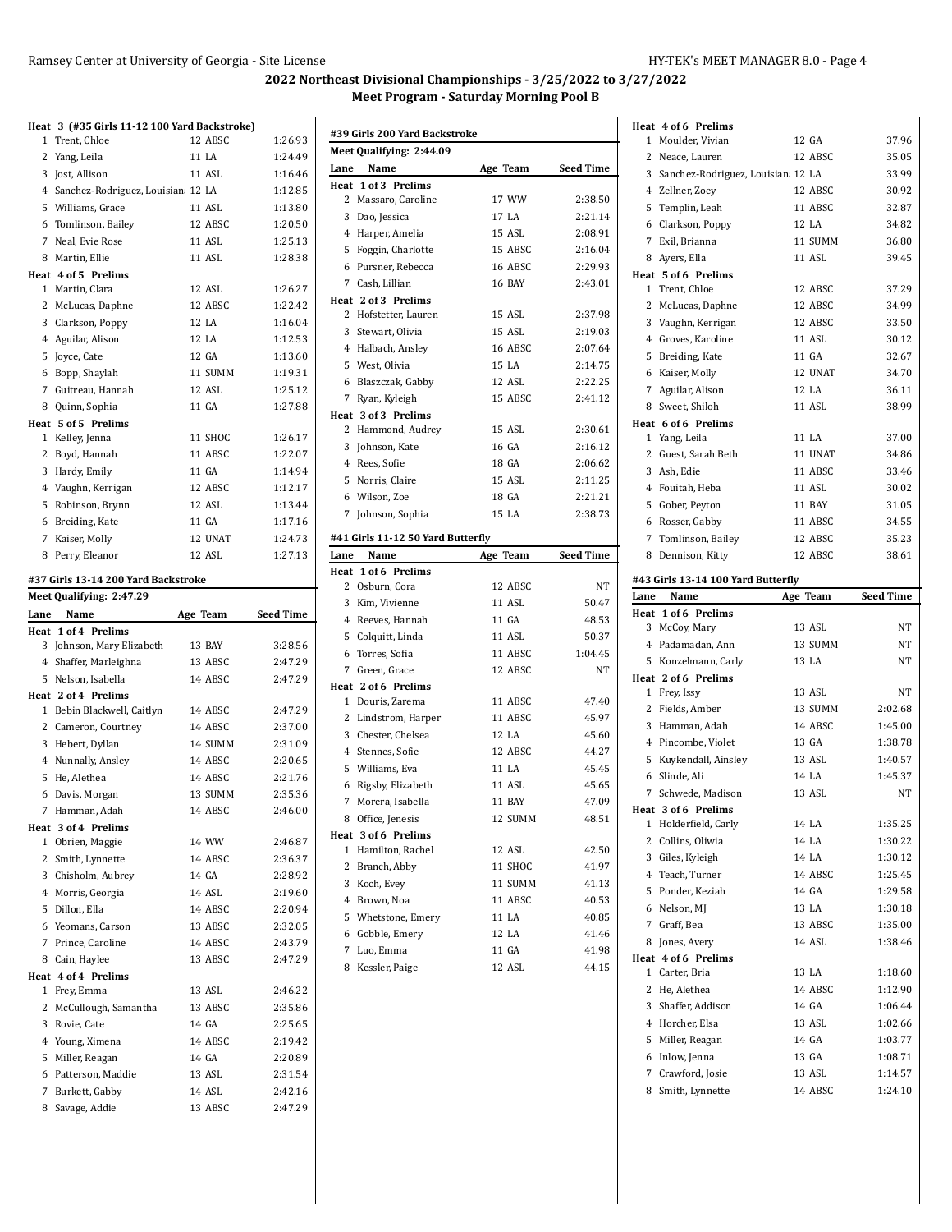# 2022 Northeast Divisional Championships - 3/25/2022 to 3/27/2022

## Meet Program - Saturday Morning Pool B

**Heat 3 (#35 Girls 11-12 100 Yard Backstroke)**

| Lane | Name | Age Team | Seed Time |
|---|---|---|---|
| 1 | Trent, Chloe | 12 ABSC | 1:26.93 |
| 2 | Yang, Leila | 11 LA | 1:24.49 |
| 3 | Jost, Allison | 11 ASL | 1:16.46 |
| 4 | Sanchez-Rodriguez, Louisian | 12 LA | 1:12.85 |
| 5 | Williams, Grace | 11 ASL | 1:13.80 |
| 6 | Tomlinson, Bailey | 12 ABSC | 1:20.50 |
| 7 | Neal, Evie Rose | 11 ASL | 1:25.13 |
| 8 | Martin, Ellie | 11 ASL | 1:28.38 |
| **Heat 4 of 5 Prelims** | | | |
| 1 | Martin, Clara | 12 ASL | 1:26.27 |
| 2 | McLucas, Daphne | 12 ABSC | 1:22.42 |
| 3 | Clarkson, Poppy | 12 LA | 1:16.04 |
| 4 | Aguilar, Alison | 12 LA | 1:12.53 |
| 5 | Joyce, Cate | 12 GA | 1:13.60 |
| 6 | Bopp, Shaylah | 11 SUMM | 1:19.31 |
| 7 | Guitreau, Hannah | 12 ASL | 1:25.12 |
| 8 | Quinn, Sophia | 11 GA | 1:27.88 |
| **Heat 5 of 5 Prelims** | | | |
| 1 | Kelley, Jenna | 11 SHOC | 1:26.17 |
| 2 | Boyd, Hannah | 11 ABSC | 1:22.07 |
| 3 | Hardy, Emily | 11 GA | 1:14.94 |
| 4 | Vaughn, Kerrigan | 12 ABSC | 1:12.17 |
| 5 | Robinson, Brynn | 12 ASL | 1:13.44 |
| 6 | Breiding, Kate | 11 GA | 1:17.16 |
| 7 | Kaiser, Molly | 12 UNAT | 1:24.73 |
| 8 | Perry, Eleanor | 12 ASL | 1:27.13 |

### #37 Girls 13-14 200 Yard Backstroke

Meet Qualifying: 2:47.29

| Lane | Name | Age Team | Seed Time |
|---|---|---|---|
| **Heat 1 of 4 Prelims** | | | |
| 3 | Johnson, Mary Elizabeth | 13 BAY | 3:28.56 |
| 4 | Shaffer, Marleighna | 13 ABSC | 2:47.29 |
| 5 | Nelson, Isabella | 14 ABSC | 2:47.29 |
| **Heat 2 of 4 Prelims** | | | |
| 1 | Bebin Blackwell, Caitlyn | 14 ABSC | 2:47.29 |
| 2 | Cameron, Courtney | 14 ABSC | 2:37.00 |
| 3 | Hebert, Dyllan | 14 SUMM | 2:31.09 |
| 4 | Nunnally, Ansley | 14 ABSC | 2:20.65 |
| 5 | He, Alethea | 14 ABSC | 2:21.76 |
| 6 | Davis, Morgan | 13 SUMM | 2:35.36 |
| 7 | Hamman, Adah | 14 ABSC | 2:46.00 |
| **Heat 3 of 4 Prelims** | | | |
| 1 | Obrien, Maggie | 14 WW | 2:46.87 |
| 2 | Smith, Lynnette | 14 ABSC | 2:36.37 |
| 3 | Chisholm, Aubrey | 14 GA | 2:28.92 |
| 4 | Morris, Georgia | 14 ASL | 2:19.60 |
| 5 | Dillon, Ella | 14 ABSC | 2:20.94 |
| 6 | Yeomans, Carson | 13 ABSC | 2:32.05 |
| 7 | Prince, Caroline | 14 ABSC | 2:43.79 |
| 8 | Cain, Haylee | 13 ABSC | 2:47.29 |
| **Heat 4 of 4 Prelims** | | | |
| 1 | Frey, Emma | 13 ASL | 2:46.22 |
| 2 | McCullough, Samantha | 13 ABSC | 2:35.86 |
| 3 | Rovie, Cate | 14 GA | 2:25.65 |
| 4 | Young, Ximena | 14 ABSC | 2:19.42 |
| 5 | Miller, Reagan | 14 GA | 2:20.89 |
| 6 | Patterson, Maddie | 13 ASL | 2:31.54 |
| 7 | Burkett, Gabby | 14 ASL | 2:42.16 |
| 8 | Savage, Addie | 13 ABSC | 2:47.29 |

### #39 Girls 200 Yard Backstroke

Meet Qualifying: 2:44.09

| Lane | Name | Age Team | Seed Time |
|---|---|---|---|
| **Heat 1 of 3 Prelims** | | | |
| 2 | Massaro, Caroline | 17 WW | 2:38.50 |
| 3 | Dao, Jessica | 17 LA | 2:21.14 |
| 4 | Harper, Amelia | 15 ASL | 2:08.91 |
| 5 | Foggin, Charlotte | 15 ABSC | 2:16.04 |
| 6 | Pursner, Rebecca | 16 ABSC | 2:29.93 |
| 7 | Cash, Lillian | 16 BAY | 2:43.01 |
| **Heat 2 of 3 Prelims** | | | |
| 2 | Hofstetter, Lauren | 15 ASL | 2:37.98 |
| 3 | Stewart, Olivia | 15 ASL | 2:19.03 |
| 4 | Halbach, Ansley | 16 ABSC | 2:07.64 |
| 5 | West, Olivia | 15 LA | 2:14.75 |
| 6 | Blaszczak, Gabby | 12 ASL | 2:22.25 |
| 7 | Ryan, Kyleigh | 15 ABSC | 2:41.12 |
| **Heat 3 of 3 Prelims** | | | |
| 2 | Hammond, Audrey | 15 ASL | 2:30.61 |
| 3 | Johnson, Kate | 16 GA | 2:16.12 |
| 4 | Rees, Sofie | 18 GA | 2:06.62 |
| 5 | Norris, Claire | 15 ASL | 2:11.25 |
| 6 | Wilson, Zoe | 18 GA | 2:21.21 |
| 7 | Johnson, Sophia | 15 LA | 2:38.73 |

### #41 Girls 11-12 50 Yard Butterfly

| Lane | Name | Age Team | Seed Time |
|---|---|---|---|
| **Heat 1 of 6 Prelims** | | | |
| 2 | Osburn, Cora | 12 ABSC | NT |
| 3 | Kim, Vivienne | 11 ASL | 50.47 |
| 4 | Reeves, Hannah | 11 GA | 48.53 |
| 5 | Colquitt, Linda | 11 ASL | 50.37 |
| 6 | Torres, Sofia | 11 ABSC | 1:04.45 |
| 7 | Green, Grace | 12 ABSC | NT |
| **Heat 2 of 6 Prelims** | | | |
| 1 | Douris, Zarema | 11 ABSC | 47.40 |
| 2 | Lindstrom, Harper | 11 ABSC | 45.97 |
| 3 | Chester, Chelsea | 12 LA | 45.60 |
| 4 | Stennes, Sofie | 12 ABSC | 44.27 |
| 5 | Williams, Eva | 11 LA | 45.45 |
| 6 | Rigsby, Elizabeth | 11 ASL | 45.65 |
| 7 | Morera, Isabella | 11 BAY | 47.09 |
| 8 | Office, Jenesis | 12 SUMM | 48.51 |
| **Heat 3 of 6 Prelims** | | | |
| 1 | Hamilton, Rachel | 12 ASL | 42.50 |
| 2 | Branch, Abby | 11 SHOC | 41.97 |
| 3 | Koch, Evey | 11 SUMM | 41.13 |
| 4 | Brown, Noa | 11 ABSC | 40.53 |
| 5 | Whetstone, Emery | 11 LA | 40.85 |
| 6 | Gobble, Emery | 12 LA | 41.46 |
| 7 | Luo, Emma | 11 GA | 41.98 |
| 8 | Kessler, Paige | 12 ASL | 44.15 |
| **Heat 4 of 6 Prelims** | | | |
| 1 | Moulder, Vivian | 12 GA | 37.96 |
| 2 | Neace, Lauren | 12 ABSC | 35.05 |
| 3 | Sanchez-Rodriguez, Louisian | 12 LA | 33.99 |
| 4 | Zellner, Zoey | 12 ABSC | 30.92 |
| 5 | Templin, Leah | 11 ABSC | 32.87 |
| 6 | Clarkson, Poppy | 12 LA | 34.82 |
| 7 | Exil, Brianna | 11 SUMM | 36.80 |
| 8 | Ayers, Ella | 11 ASL | 39.45 |
| **Heat 5 of 6 Prelims** | | | |
| 1 | Trent, Chloe | 12 ABSC | 37.29 |
| 2 | McLucas, Daphne | 12 ABSC | 34.99 |
| 3 | Vaughn, Kerrigan | 12 ABSC | 33.50 |
| 4 | Groves, Karoline | 11 ASL | 30.12 |
| 5 | Breiding, Kate | 11 GA | 32.67 |
| 6 | Kaiser, Molly | 12 UNAT | 34.70 |
| 7 | Aguilar, Alison | 12 LA | 36.11 |
| 8 | Sweet, Shiloh | 11 ASL | 38.99 |
| **Heat 6 of 6 Prelims** | | | |
| 1 | Yang, Leila | 11 LA | 37.00 |
| 2 | Guest, Sarah Beth | 11 UNAT | 34.86 |
| 3 | Ash, Edie | 11 ABSC | 33.46 |
| 4 | Fouitah, Heba | 11 ASL | 30.02 |
| 5 | Gober, Peyton | 11 BAY | 31.05 |
| 6 | Rosser, Gabby | 11 ABSC | 34.55 |
| 7 | Tomlinson, Bailey | 12 ABSC | 35.23 |
| 8 | Dennison, Kitty | 12 ABSC | 38.61 |

### #43 Girls 13-14 100 Yard Butterfly

| Lane | Name | Age Team | Seed Time |
|---|---|---|---|
| **Heat 1 of 6 Prelims** | | | |
| 3 | McCoy, Mary | 13 ASL | NT |
| 4 | Padamadan, Ann | 13 SUMM | NT |
| 5 | Konzelmann, Carly | 13 LA | NT |
| **Heat 2 of 6 Prelims** | | | |
| 1 | Frey, Issy | 13 ASL | NT |
| 2 | Fields, Amber | 13 SUMM | 2:02.68 |
| 3 | Hamman, Adah | 14 ABSC | 1:45.00 |
| 4 | Pincombe, Violet | 13 GA | 1:38.78 |
| 5 | Kuykendall, Ainsley | 13 ASL | 1:40.57 |
| 6 | Slinde, Ali | 14 LA | 1:45.37 |
| 7 | Schwede, Madison | 13 ASL | NT |
| **Heat 3 of 6 Prelims** | | | |
| 1 | Holderfield, Carly | 14 LA | 1:35.25 |
| 2 | Collins, Oliwia | 14 LA | 1:30.22 |
| 3 | Giles, Kyleigh | 14 LA | 1:30.12 |
| 4 | Teach, Turner | 14 ABSC | 1:25.45 |
| 5 | Ponder, Keziah | 14 GA | 1:29.58 |
| 6 | Nelson, MJ | 13 LA | 1:30.18 |
| 7 | Graff, Bea | 13 ABSC | 1:35.00 |
| 8 | Jones, Avery | 14 ASL | 1:38.46 |
| **Heat 4 of 6 Prelims** | | | |
| 1 | Carter, Bria | 13 LA | 1:18.60 |
| 2 | He, Alethea | 14 ABSC | 1:12.90 |
| 3 | Shaffer, Addison | 14 GA | 1:06.44 |
| 4 | Horcher, Elsa | 13 ASL | 1:02.66 |
| 5 | Miller, Reagan | 14 GA | 1:03.77 |
| 6 | Inlow, Jenna | 13 GA | 1:08.71 |
| 7 | Crawford, Josie | 13 ASL | 1:14.57 |
| 8 | Smith, Lynnette | 14 ABSC | 1:24.10 |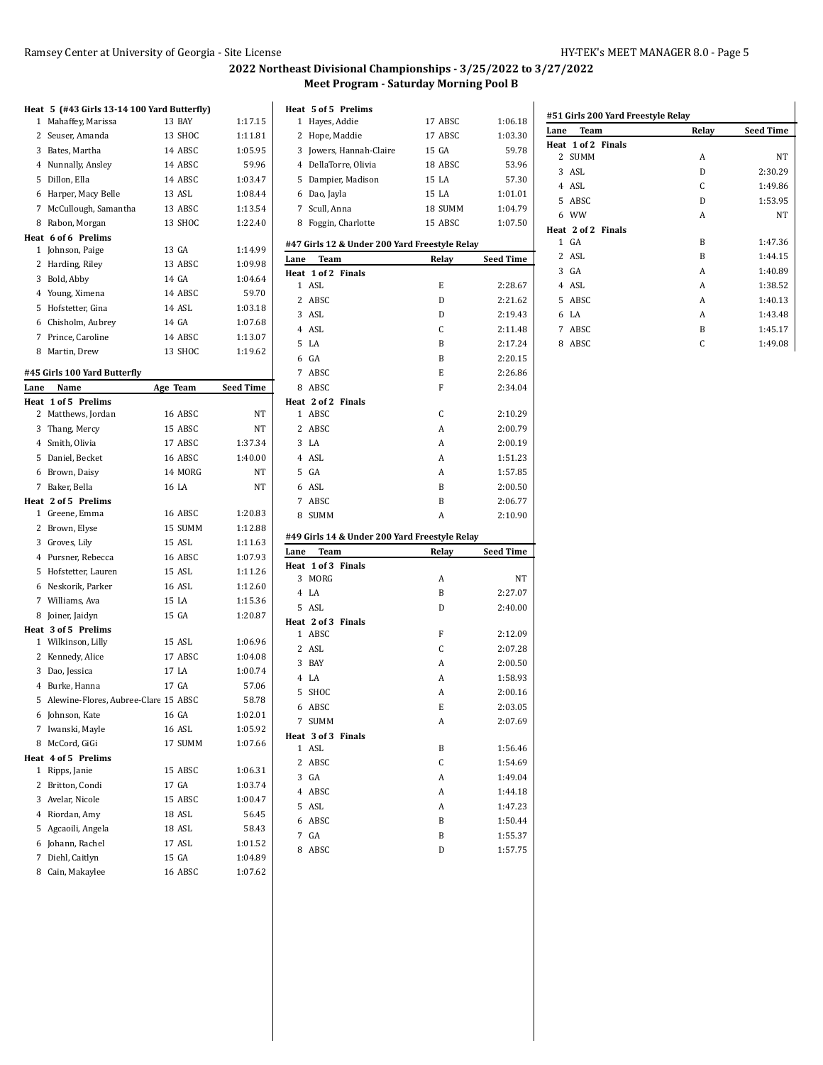## 2022 Northeast Divisional Championships - 3/25/2022 to 3/27/2022

### Meet Program - Saturday Morning Pool B

**Heat 5 (#43 Girls 13-14 100 Yard Butterfly)**

| Lane | Name | Age Team | Seed Time |
|---|---|---|---|
| 1 | Mahaffey, Marissa | 13 BAY | 1:17.15 |
| 2 | Seuser, Amanda | 13 SHOC | 1:11.81 |
| 3 | Bates, Martha | 14 ABSC | 1:05.95 |
| 4 | Nunnally, Ansley | 14 ABSC | 59.96 |
| 5 | Dillon, Ella | 14 ABSC | 1:03.47 |
| 6 | Harper, Macy Belle | 13 ASL | 1:08.44 |
| 7 | McCullough, Samantha | 13 ABSC | 1:13.54 |
| 8 | Rabon, Morgan | 13 SHOC | 1:22.40 |

**Heat 6 of 6 Prelims**

| Lane | Name | Age Team | Seed Time |
|---|---|---|---|
| 1 | Johnson, Paige | 13 GA | 1:14.99 |
| 2 | Harding, Riley | 13 ABSC | 1:09.98 |
| 3 | Bold, Abby | 14 GA | 1:04.64 |
| 4 | Young, Ximena | 14 ABSC | 59.70 |
| 5 | Hofstetter, Gina | 14 ASL | 1:03.18 |
| 6 | Chisholm, Aubrey | 14 GA | 1:07.68 |
| 7 | Prince, Caroline | 14 ABSC | 1:13.07 |
| 8 | Martin, Drew | 13 SHOC | 1:19.62 |

#### #45 Girls 100 Yard Butterfly

| Lane | Name | Age Team | Seed Time |
|---|---|---|---|
| **Heat 1 of 5 Prelims** | | | |
| 2 | Matthews, Jordan | 16 ABSC | NT |
| 3 | Thang, Mercy | 15 ABSC | NT |
| 4 | Smith, Olivia | 17 ABSC | 1:37.34 |
| 5 | Daniel, Becket | 16 ABSC | 1:40.00 |
| 6 | Brown, Daisy | 14 MORG | NT |
| 7 | Baker, Bella | 16 LA | NT |
| **Heat 2 of 5 Prelims** | | | |
| 1 | Greene, Emma | 16 ABSC | 1:20.83 |
| 2 | Brown, Elyse | 15 SUMM | 1:12.88 |
| 3 | Groves, Lily | 15 ASL | 1:11.63 |
| 4 | Pursner, Rebecca | 16 ABSC | 1:07.93 |
| 5 | Hofstetter, Lauren | 15 ASL | 1:11.26 |
| 6 | Neskorik, Parker | 16 ASL | 1:12.60 |
| 7 | Williams, Ava | 15 LA | 1:15.36 |
| 8 | Joiner, Jaidyn | 15 GA | 1:20.87 |
| **Heat 3 of 5 Prelims** | | | |
| 1 | Wilkinson, Lilly | 15 ASL | 1:06.96 |
| 2 | Kennedy, Alice | 17 ABSC | 1:04.08 |
| 3 | Dao, Jessica | 17 LA | 1:00.74 |
| 4 | Burke, Hanna | 17 GA | 57.06 |
| 5 | Alewine-Flores, Aubree-Clare | 15 ABSC | 58.78 |
| 6 | Johnson, Kate | 16 GA | 1:02.01 |
| 7 | Iwanski, Mayle | 16 ASL | 1:05.92 |
| 8 | McCord, GiGi | 17 SUMM | 1:07.66 |
| **Heat 4 of 5 Prelims** | | | |
| 1 | Ripps, Janie | 15 ABSC | 1:06.31 |
| 2 | Britton, Condi | 17 GA | 1:03.74 |
| 3 | Avelar, Nicole | 15 ABSC | 1:00.47 |
| 4 | Riordan, Amy | 18 ASL | 56.45 |
| 5 | Agcaoili, Angela | 18 ASL | 58.43 |
| 6 | Johann, Rachel | 17 ASL | 1:01.52 |
| 7 | Diehl, Caitlyn | 15 GA | 1:04.89 |
| 8 | Cain, Makaylee | 16 ABSC | 1:07.62 |
| **Heat 5 of 5 Prelims** | | | |
| 1 | Hayes, Addie | 17 ABSC | 1:06.18 |
| 2 | Hope, Maddie | 17 ABSC | 1:03.30 |
| 3 | Jowers, Hannah-Claire | 15 GA | 59.78 |
| 4 | DellaTorre, Olivia | 18 ABSC | 53.96 |
| 5 | Dampier, Madison | 15 LA | 57.30 |
| 6 | Dao, Jayla | 15 LA | 1:01.01 |
| 7 | Scull, Anna | 18 SUMM | 1:04.79 |
| 8 | Foggin, Charlotte | 15 ABSC | 1:07.50 |

#### #47 Girls 12 & Under 200 Yard Freestyle Relay

| Lane | Team | Relay | Seed Time |
|---|---|---|---|
| **Heat 1 of 2 Finals** | | | |
| 1 | ASL | E | 2:28.67 |
| 2 | ABSC | D | 2:21.62 |
| 3 | ASL | D | 2:19.43 |
| 4 | ASL | C | 2:11.48 |
| 5 | LA | B | 2:17.24 |
| 6 | GA | B | 2:20.15 |
| 7 | ABSC | E | 2:26.86 |
| 8 | ABSC | F | 2:34.04 |
| **Heat 2 of 2 Finals** | | | |
| 1 | ABSC | C | 2:10.29 |
| 2 | ABSC | A | 2:00.79 |
| 3 | LA | A | 2:00.19 |
| 4 | ASL | A | 1:51.23 |
| 5 | GA | A | 1:57.85 |
| 6 | ASL | B | 2:00.50 |
| 7 | ABSC | B | 2:06.77 |
| 8 | SUMM | A | 2:10.90 |

#### #49 Girls 14 & Under 200 Yard Freestyle Relay

| Lane | Team | Relay | Seed Time |
|---|---|---|---|
| **Heat 1 of 3 Finals** | | | |
| 3 | MORG | A | NT |
| 4 | LA | B | 2:27.07 |
| 5 | ASL | D | 2:40.00 |
| **Heat 2 of 3 Finals** | | | |
| 1 | ABSC | F | 2:12.09 |
| 2 | ASL | C | 2:07.28 |
| 3 | BAY | A | 2:00.50 |
| 4 | LA | A | 1:58.93 |
| 5 | SHOC | A | 2:00.16 |
| 6 | ABSC | E | 2:03.05 |
| 7 | SUMM | A | 2:07.69 |
| **Heat 3 of 3 Finals** | | | |
| 1 | ASL | B | 1:56.46 |
| 2 | ABSC | C | 1:54.69 |
| 3 | GA | A | 1:49.04 |
| 4 | ABSC | A | 1:44.18 |
| 5 | ASL | A | 1:47.23 |
| 6 | ABSC | B | 1:50.44 |
| 7 | GA | B | 1:55.37 |
| 8 | ABSC | D | 1:57.75 |

#### #51 Girls 200 Yard Freestyle Relay

| Lane | Team | Relay | Seed Time |
|---|---|---|---|
| **Heat 1 of 2 Finals** | | | |
| 2 | SUMM | A | NT |
| 3 | ASL | D | 2:30.29 |
| 4 | ASL | C | 1:49.86 |
| 5 | ABSC | D | 1:53.95 |
| 6 | WW | A | NT |
| **Heat 2 of 2 Finals** | | | |
| 1 | GA | B | 1:47.36 |
| 2 | ASL | B | 1:44.15 |
| 3 | GA | A | 1:40.89 |
| 4 | ASL | A | 1:38.52 |
| 5 | ABSC | A | 1:40.13 |
| 6 | LA | A | 1:43.48 |
| 7 | ABSC | B | 1:45.17 |
| 8 | ABSC | C | 1:49.08 |